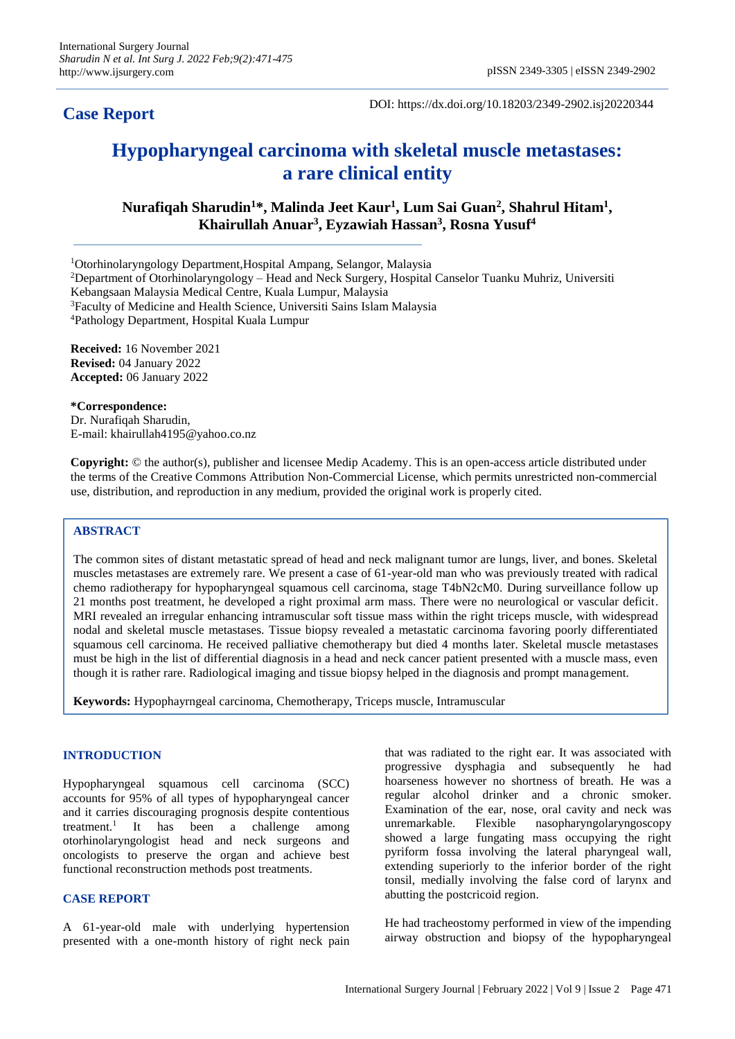**Case Report**

DOI: https://dx.doi.org/10.18203/2349-2902.isj20220344

# Hypopharyngeal carcinoma with skeletal muscle metastases: a rare clinical entity

**Nurafiqah Sharudin[1]\*, Malinda Jeet Kaur[1], Lum Sai Guan[2], Shahrul Hitam[1], Khairullah Anuar[3], Eyzawiah Hassan[3], Rosna Yusuf[4]**

[1]Otorhinolaryngology Department, Hospital Ampang, Selangor, Malaysia
[2]Department of Otorhinolaryngology – Head and Neck Surgery, Hospital Canselor Tuanku Muhriz, Universiti Kebangsaan Malaysia Medical Centre, Kuala Lumpur, Malaysia
[3]Faculty of Medicine and Health Science, Universiti Sains Islam Malaysia
[4]Pathology Department, Hospital Kuala Lumpur

**Received:** 16 November 2021
**Revised:** 04 January 2022
**Accepted:** 06 January 2022

**\*Correspondence:**
Dr. Nurafiqah Sharudin,
E-mail: khairullah4195@yahoo.co.nz

**Copyright:** © the author(s), publisher and licensee Medip Academy. This is an open-access article distributed under the terms of the Creative Commons Attribution Non-Commercial License, which permits unrestricted non-commercial use, distribution, and reproduction in any medium, provided the original work is properly cited.

## ABSTRACT

The common sites of distant metastatic spread of head and neck malignant tumor are lungs, liver, and bones. Skeletal muscles metastases are extremely rare. We present a case of 61-year-old man who was previously treated with radical chemo radiotherapy for hypopharyngeal squamous cell carcinoma, stage T4bN2cM0. During surveillance follow up 21 months post treatment, he developed a right proximal arm mass. There were no neurological or vascular deficit. MRI revealed an irregular enhancing intramuscular soft tissue mass within the right triceps muscle, with widespread nodal and skeletal muscle metastases. Tissue biopsy revealed a metastatic carcinoma favoring poorly differentiated squamous cell carcinoma. He received palliative chemotherapy but died 4 months later. Skeletal muscle metastases must be high in the list of differential diagnosis in a head and neck cancer patient presented with a muscle mass, even though it is rather rare. Radiological imaging and tissue biopsy helped in the diagnosis and prompt management.

**Keywords:** Hypophayrngeal carcinoma, Chemotherapy, Triceps muscle, Intramuscular

## INTRODUCTION

Hypopharyngeal squamous cell carcinoma (SCC) accounts for 95% of all types of hypopharyngeal cancer and it carries discouraging prognosis despite contentious treatment.[1] It has been a challenge among otorhinolaryngologist head and neck surgeons and oncologists to preserve the organ and achieve best functional reconstruction methods post treatments.

## CASE REPORT

A 61-year-old male with underlying hypertension presented with a one-month history of right neck pain that was radiated to the right ear. It was associated with progressive dysphagia and subsequently he had hoarseness however no shortness of breath. He was a regular alcohol drinker and a chronic smoker. Examination of the ear, nose, oral cavity and neck was unremarkable. Flexible nasopharyngolaryngoscopy showed a large fungating mass occupying the right pyriform fossa involving the lateral pharyngeal wall, extending superiorly to the inferior border of the right tonsil, medially involving the false cord of larynx and abutting the postcricoid region.

He had tracheostomy performed in view of the impending airway obstruction and biopsy of the hypopharyngeal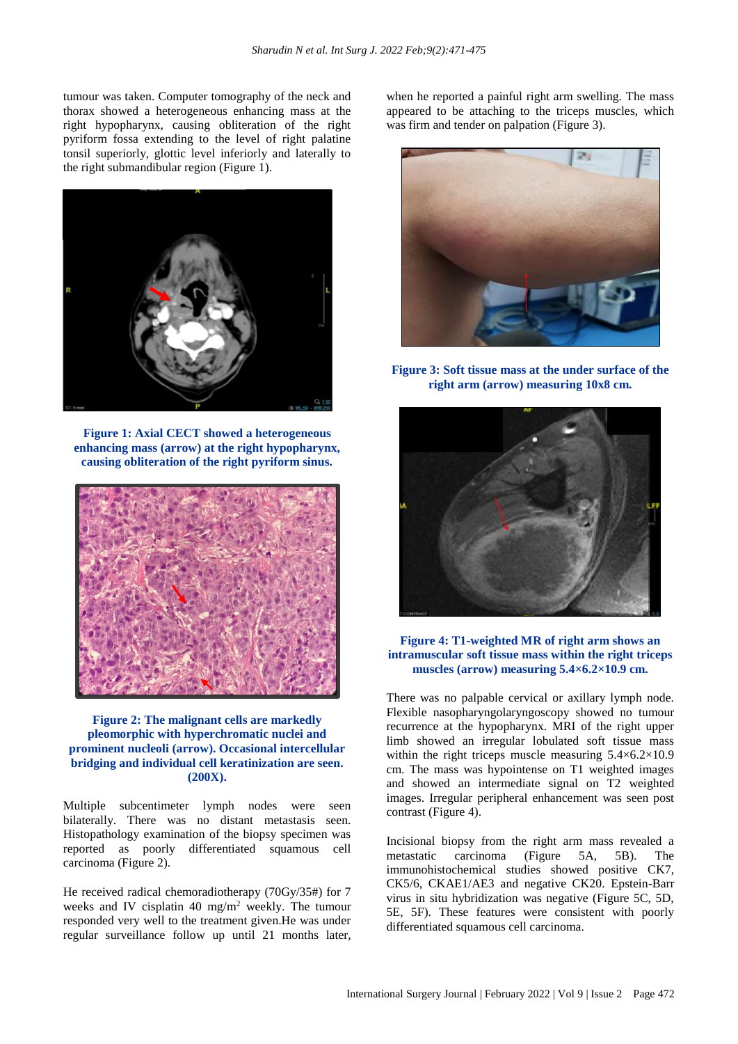tumour was taken. Computer tomography of the neck and thorax showed a heterogeneous enhancing mass at the right hypopharynx, causing obliteration of the right pyriform fossa extending to the level of right palatine tonsil superiorly, glottic level inferiorly and laterally to the right submandibular region (Figure 1).

**Figure 1: Axial CECT showed a heterogeneous enhancing mass (arrow) at the right hypopharynx, causing obliteration of the right pyriform sinus.**

**Figure 2: The malignant cells are markedly pleomorphic with hyperchromatic nuclei and prominent nucleoli (arrow). Occasional intercellular bridging and individual cell keratinization are seen. (200X).**

Multiple subcentimeter lymph nodes were seen bilaterally. There was no distant metastasis seen. Histopathology examination of the biopsy specimen was reported as poorly differentiated squamous cell carcinoma (Figure 2).

He received radical chemoradiotherapy (70Gy/35#) for 7 weeks and IV cisplatin 40 mg/m$^2$ weekly. The tumour responded very well to the treatment given.He was under regular surveillance follow up until 21 months later, when he reported a painful right arm swelling. The mass appeared to be attaching to the triceps muscles, which was firm and tender on palpation (Figure 3).

**Figure 3: Soft tissue mass at the under surface of the right arm (arrow) measuring 10x8 cm.**

**Figure 4: T1-weighted MR of right arm shows an intramuscular soft tissue mass within the right triceps muscles (arrow) measuring 5.4×6.2×10.9 cm.**

There was no palpable cervical or axillary lymph node. Flexible nasopharyngolaryngoscopy showed no tumour recurrence at the hypopharynx. MRI of the right upper limb showed an irregular lobulated soft tissue mass within the right triceps muscle measuring 5.4×6.2×10.9 cm. The mass was hypointense on T1 weighted images and showed an intermediate signal on T2 weighted images. Irregular peripheral enhancement was seen post contrast (Figure 4).

Incisional biopsy from the right arm mass revealed a metastatic carcinoma (Figure 5A, 5B). The immunohistochemical studies showed positive CK7, CK5/6, CKAE1/AE3 and negative CK20. Epstein-Barr virus in situ hybridization was negative (Figure 5C, 5D, 5E, 5F). These features were consistent with poorly differentiated squamous cell carcinoma.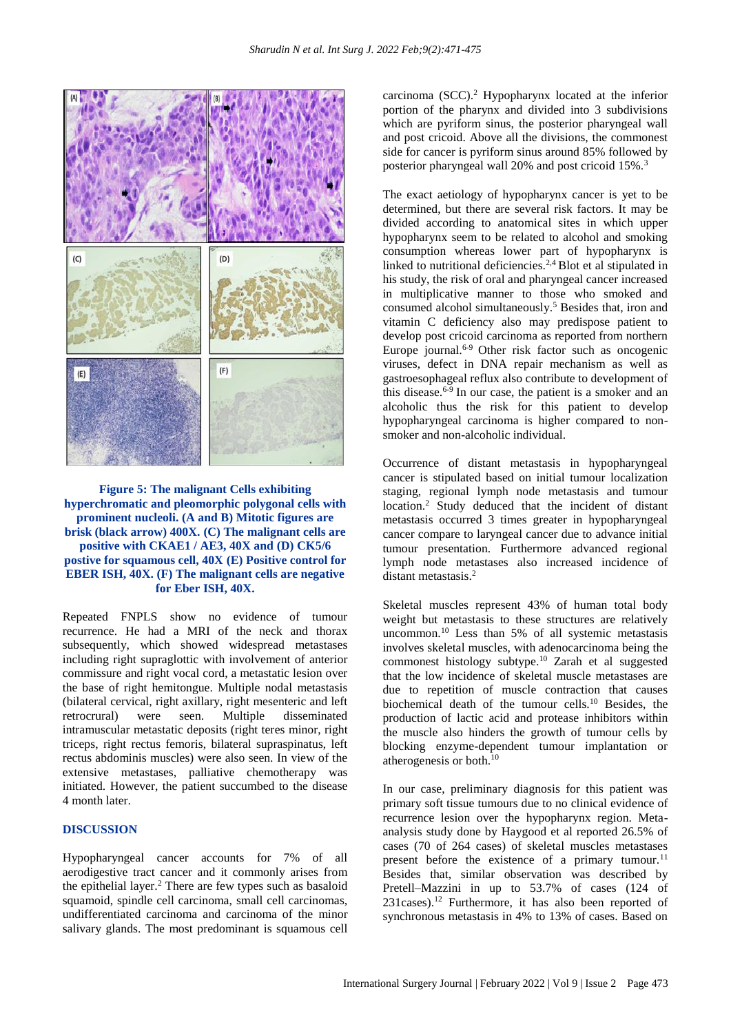**Figure 5: The malignant Cells exhibiting hyperchromatic and pleomorphic polygonal cells with prominent nucleoli. (A and B) Mitotic figures are brisk (black arrow) 400X. (C) The malignant cells are positive with CKAE1 / AE3, 40X and (D) CK5/6 postive for squamous cell, 40X (E) Positive control for EBER ISH, 40X. (F) The malignant cells are negative for Eber ISH, 40X.**

Repeated FNPLS show no evidence of tumour recurrence. He had a MRI of the neck and thorax subsequently, which showed widespread metastases including right supraglottic with involvement of anterior commissure and right vocal cord, a metastatic lesion over the base of right hemitongue. Multiple nodal metastasis (bilateral cervical, right axillary, right mesenteric and left retrocrural) were seen. Multiple disseminated intramuscular metastatic deposits (right teres minor, right triceps, right rectus femoris, bilateral supraspinatus, left rectus abdominis muscles) were also seen. In view of the extensive metastases, palliative chemotherapy was initiated. However, the patient succumbed to the disease 4 month later.

## DISCUSSION

Hypopharyngeal cancer accounts for 7% of all aerodigestive tract cancer and it commonly arises from the epithelial layer.[2] There are few types such as basaloid squamoid, spindle cell carcinoma, small cell carcinomas, undifferentiated carcinoma and carcinoma of the minor salivary glands. The most predominant is squamous cell carcinoma (SCC).[2] Hypopharynx located at the inferior portion of the pharynx and divided into 3 subdivisions which are pyriform sinus, the posterior pharyngeal wall and post cricoid. Above all the divisions, the commonest side for cancer is pyriform sinus around 85% followed by posterior pharyngeal wall 20% and post cricoid 15%.[3]

The exact aetiology of hypopharynx cancer is yet to be determined, but there are several risk factors. It may be divided according to anatomical sites in which upper hypopharynx seem to be related to alcohol and smoking consumption whereas lower part of hypopharynx is linked to nutritional deficiencies.[2,4] Blot et al stipulated in his study, the risk of oral and pharyngeal cancer increased in multiplicative manner to those who smoked and consumed alcohol simultaneously.[5] Besides that, iron and vitamin C deficiency also may predispose patient to develop post cricoid carcinoma as reported from northern Europe journal.[6-9] Other risk factor such as oncogenic viruses, defect in DNA repair mechanism as well as gastroesophageal reflux also contribute to development of this disease.[6-9] In our case, the patient is a smoker and an alcoholic thus the risk for this patient to develop hypopharyngeal carcinoma is higher compared to non-smoker and non-alcoholic individual.

Occurrence of distant metastasis in hypopharyngeal cancer is stipulated based on initial tumour localization staging, regional lymph node metastasis and tumour location.[2] Study deduced that the incident of distant metastasis occurred 3 times greater in hypopharyngeal cancer compare to laryngeal cancer due to advance initial tumour presentation. Furthermore advanced regional lymph node metastases also increased incidence of distant metastasis.[2]

Skeletal muscles represent 43% of human total body weight but metastasis to these structures are relatively uncommon.[10] Less than 5% of all systemic metastasis involves skeletal muscles, with adenocarcinoma being the commonest histology subtype.[10] Zarah et al suggested that the low incidence of skeletal muscle metastases are due to repetition of muscle contraction that causes biochemical death of the tumour cells.[10] Besides, the production of lactic acid and protease inhibitors within the muscle also hinders the growth of tumour cells by blocking enzyme-dependent tumour implantation or atherogenesis or both.[10]

In our case, preliminary diagnosis for this patient was primary soft tissue tumours due to no clinical evidence of recurrence lesion over the hypopharynx region. Meta-analysis study done by Haygood et al reported 26.5% of cases (70 of 264 cases) of skeletal muscles metastases present before the existence of a primary tumour.[11] Besides that, similar observation was described by Pretell–Mazzini in up to 53.7% of cases (124 of 231cases).[12] Furthermore, it has also been reported of synchronous metastasis in 4% to 13% of cases. Based on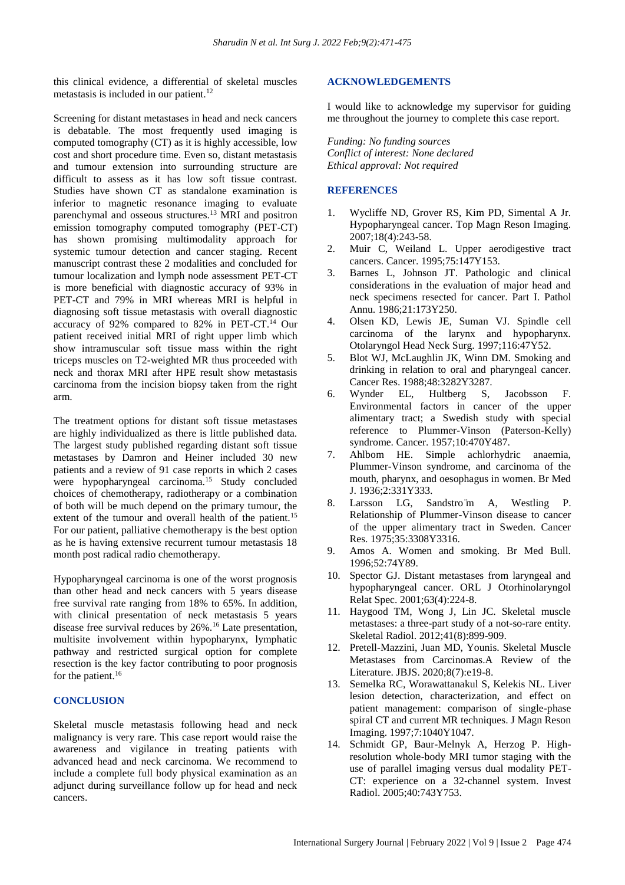this clinical evidence, a differential of skeletal muscles metastasis is included in our patient.[12]

Screening for distant metastases in head and neck cancers is debatable. The most frequently used imaging is computed tomography (CT) as it is highly accessible, low cost and short procedure time. Even so, distant metastasis and tumour extension into surrounding structure are difficult to assess as it has low soft tissue contrast. Studies have shown CT as standalone examination is inferior to magnetic resonance imaging to evaluate parenchymal and osseous structures.[13] MRI and positron emission tomography computed tomography (PET-CT) has shown promising multimodality approach for systemic tumour detection and cancer staging. Recent manuscript contrast these 2 modalities and concluded for tumour localization and lymph node assessment PET-CT is more beneficial with diagnostic accuracy of 93% in PET-CT and 79% in MRI whereas MRI is helpful in diagnosing soft tissue metastasis with overall diagnostic accuracy of 92% compared to 82% in PET-CT.[14] Our patient received initial MRI of right upper limb which show intramuscular soft tissue mass within the right triceps muscles on T2-weighted MR thus proceeded with neck and thorax MRI after HPE result show metastasis carcinoma from the incision biopsy taken from the right arm.

The treatment options for distant soft tissue metastases are highly individualized as there is little published data. The largest study published regarding distant soft tissue metastases by Damron and Heiner included 30 new patients and a review of 91 case reports in which 2 cases were hypopharyngeal carcinoma.[15] Study concluded choices of chemotherapy, radiotherapy or a combination of both will be much depend on the primary tumour, the extent of the tumour and overall health of the patient.[15] For our patient, palliative chemotherapy is the best option as he is having extensive recurrent tumour metastasis 18 month post radical radio chemotherapy.

Hypopharyngeal carcinoma is one of the worst prognosis than other head and neck cancers with 5 years disease free survival rate ranging from 18% to 65%. In addition, with clinical presentation of neck metastasis 5 years disease free survival reduces by 26%.[16] Late presentation, multisite involvement within hypopharynx, lymphatic pathway and restricted surgical option for complete resection is the key factor contributing to poor prognosis for the patient.[16]

## CONCLUSION

Skeletal muscle metastasis following head and neck malignancy is very rare. This case report would raise the awareness and vigilance in treating patients with advanced head and neck carcinoma. We recommend to include a complete full body physical examination as an adjunct during surveillance follow up for head and neck cancers.

## ACKNOWLEDGEMENTS

I would like to acknowledge my supervisor for guiding me throughout the journey to complete this case report.

*Funding: No funding sources*
*Conflict of interest: None declared*
*Ethical approval: Not required*

## REFERENCES

1. Wycliffe ND, Grover RS, Kim PD, Simental A Jr. Hypopharyngeal cancer. Top Magn Reson Imaging. 2007;18(4):243-58.
2. Muir C, Weiland L. Upper aerodigestive tract cancers. Cancer. 1995;75:147Y153.
3. Barnes L, Johnson JT. Pathologic and clinical considerations in the evaluation of major head and neck specimens resected for cancer. Part I. Pathol Annu. 1986;21:173Y250.
4. Olsen KD, Lewis JE, Suman VJ. Spindle cell carcinoma of the larynx and hypopharynx. Otolaryngol Head Neck Surg. 1997;116:47Y52.
5. Blot WJ, McLaughlin JK, Winn DM. Smoking and drinking in relation to oral and pharyngeal cancer. Cancer Res. 1988;48:3282Y3287.
6. Wynder EL, Hultberg S, Jacobsson F. Environmental factors in cancer of the upper alimentary tract; a Swedish study with special reference to Plummer-Vinson (Paterson-Kelly) syndrome. Cancer. 1957;10:470Y487.
7. Ahlbom HE. Simple achlorhydric anaemia, Plummer-Vinson syndrome, and carcinoma of the mouth, pharynx, and oesophagus in women. Br Med J. 1936;2:331Y333.
8. Larsson LG, Sandströ̈m A, Westling P. Relationship of Plummer-Vinson disease to cancer of the upper alimentary tract in Sweden. Cancer Res. 1975;35:3308Y3316.
9. Amos A. Women and smoking. Br Med Bull. 1996;52:74Y89.
10. Spector GJ. Distant metastases from laryngeal and hypopharyngeal cancer. ORL J Otorhinolaryngol Relat Spec. 2001;63(4):224-8.
11. Haygood TM, Wong J, Lin JC. Skeletal muscle metastases: a three-part study of a not-so-rare entity. Skeletal Radiol. 2012;41(8):899-909.
12. Pretell-Mazzini, Juan MD, Younis. Skeletal Muscle Metastases from Carcinomas.A Review of the Literature. JBJS. 2020;8(7):e19-8.
13. Semelka RC, Worawattanakul S, Kelekis NL. Liver lesion detection, characterization, and effect on patient management: comparison of single-phase spiral CT and current MR techniques. J Magn Reson Imaging. 1997;7:1040Y1047.
14. Schmidt GP, Baur-Melnyk A, Herzog P. High-resolution whole-body MRI tumor staging with the use of parallel imaging versus dual modality PET-CT: experience on a 32-channel system. Invest Radiol. 2005;40:743Y753.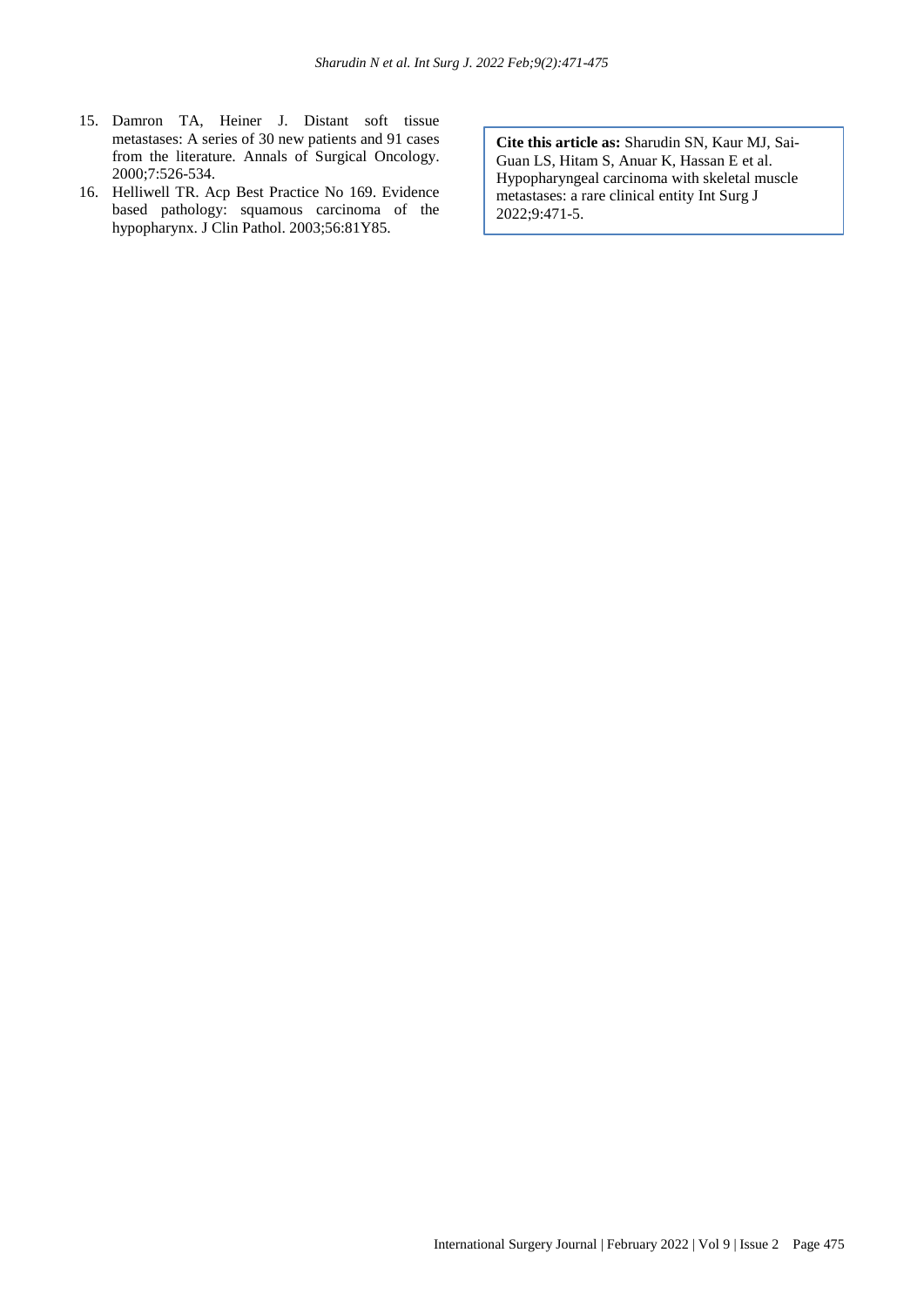15. Damron TA, Heiner J. Distant soft tissue metastases: A series of 30 new patients and 91 cases from the literature. Annals of Surgical Oncology. 2000;7:526-534.
16. Helliwell TR. Acp Best Practice No 169. Evidence based pathology: squamous carcinoma of the hypopharynx. J Clin Pathol. 2003;56:81Y85.

**Cite this article as:** Sharudin SN, Kaur MJ, Sai-Guan LS, Hitam S, Anuar K, Hassan E et al. Hypopharyngeal carcinoma with skeletal muscle metastases: a rare clinical entity Int Surg J 2022;9:471-5.